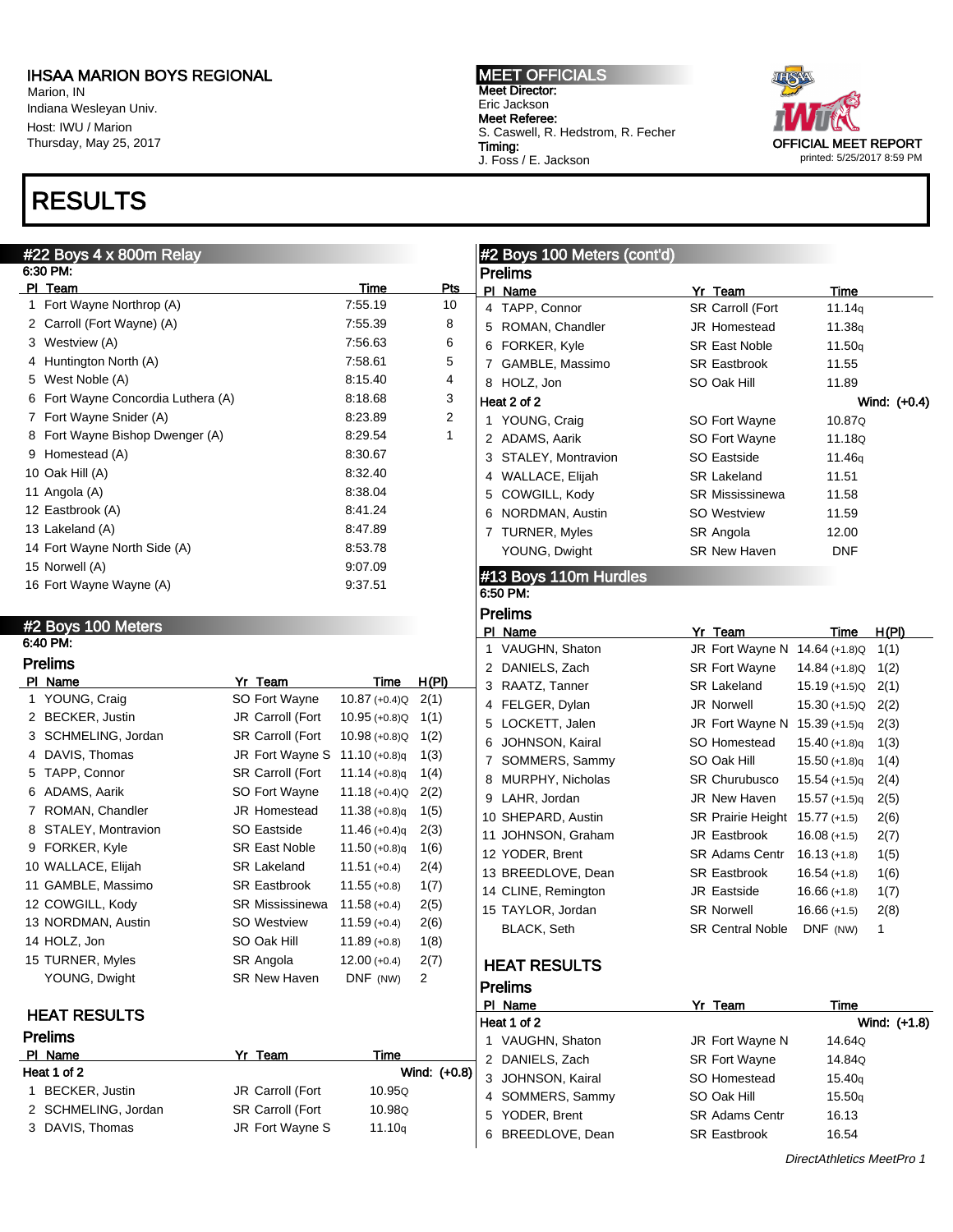IHSAA MARION BOYS REGIONAL
Marion, IN
Indiana Wesleyan Univ.
Host: IWU / Marion
Thursday, May 25, 2017

**MEET OFFICIALS**
Meet Director:
Eric Jackson
Meet Referee:
S. Caswell, R. Hedstrom, R. Fecher
Timing:
J. Foss / E. Jackson

OFFICIAL MEET REPORT
printed: 5/25/2017 8:59 PM

# RESULTS

## #22 Boys 4 x 800m Relay

6:30 PM:

| Pl | Team | Time | Pts |
|---|---|---|---|
| 1 | Fort Wayne Northrop (A) | 7:55.19 | 10 |
| 2 | Carroll (Fort Wayne) (A) | 7:55.39 | 8 |
| 3 | Westview (A) | 7:56.63 | 6 |
| 4 | Huntington North (A) | 7:58.61 | 5 |
| 5 | West Noble (A) | 8:15.40 | 4 |
| 6 | Fort Wayne Concordia Luthera (A) | 8:18.68 | 3 |
| 7 | Fort Wayne Snider (A) | 8:23.89 | 2 |
| 8 | Fort Wayne Bishop Dwenger (A) | 8:29.54 | 1 |
| 9 | Homestead (A) | 8:30.67 | |
| 10 | Oak Hill (A) | 8:32.40 | |
| 11 | Angola (A) | 8:38.04 | |
| 12 | Eastbrook (A) | 8:41.24 | |
| 13 | Lakeland (A) | 8:47.89 | |
| 14 | Fort Wayne North Side (A) | 8:53.78 | |
| 15 | Norwell (A) | 9:07.09 | |
| 16 | Fort Wayne Wayne (A) | 9:37.51 | |

## #2 Boys 100 Meters

6:40 PM:

### Prelims

| Pl | Name | Yr | Team | Time | H(Pl) |
|---|---|---|---|---|---|
| 1 | YOUNG, Craig | SO | Fort Wayne | 10.87 (+0.4)Q | 2(1) |
| 2 | BECKER, Justin | JR | Carroll (Fort | 10.95 (+0.8)Q | 1(1) |
| 3 | SCHMELING, Jordan | SR | Carroll (Fort | 10.98 (+0.8)Q | 1(2) |
| 4 | DAVIS, Thomas | JR | Fort Wayne S | 11.10 (+0.8)q | 1(3) |
| 5 | TAPP, Connor | SR | Carroll (Fort | 11.14 (+0.8)q | 1(4) |
| 6 | ADAMS, Aarik | SO | Fort Wayne | 11.18 (+0.4)Q | 2(2) |
| 7 | ROMAN, Chandler | JR | Homestead | 11.38 (+0.8)q | 1(5) |
| 8 | STALEY, Montravion | SO | Eastside | 11.46 (+0.4)q | 2(3) |
| 9 | FORKER, Kyle | SR | East Noble | 11.50 (+0.8)q | 1(6) |
| 10 | WALLACE, Elijah | SR | Lakeland | 11.51 (+0.4) | 2(4) |
| 11 | GAMBLE, Massimo | SR | Eastbrook | 11.55 (+0.8) | 1(7) |
| 12 | COWGILL, Kody | SR | Mississinewa | 11.58 (+0.4) | 2(5) |
| 13 | NORDMAN, Austin | SO | Westview | 11.59 (+0.4) | 2(6) |
| 14 | HOLZ, Jon | SO | Oak Hill | 11.89 (+0.8) | 1(8) |
| 15 | TURNER, Myles | SR | Angola | 12.00 (+0.4) | 2(7) |
| | YOUNG, Dwight | SR | New Haven | DNF (NW) | 2 |

### HEAT RESULTS

### Prelims

| Pl | Name | Yr | Team | Time |
|---|---|---|---|---|
| **Heat 1 of 2** | | | | **Wind: (+0.8)** |
| 1 | BECKER, Justin | JR | Carroll (Fort | 10.95Q |
| 2 | SCHMELING, Jordan | SR | Carroll (Fort | 10.98Q |
| 3 | DAVIS, Thomas | JR | Fort Wayne S | 11.10q |
| 4 | TAPP, Connor | SR | Carroll (Fort | 11.14q |
| 5 | ROMAN, Chandler | JR | Homestead | 11.38q |
| 6 | FORKER, Kyle | SR | East Noble | 11.50q |
| 7 | GAMBLE, Massimo | SR | Eastbrook | 11.55 |
| 8 | HOLZ, Jon | SO | Oak Hill | 11.89 |
| **Heat 2 of 2** | | | | **Wind: (+0.4)** |
| 1 | YOUNG, Craig | SO | Fort Wayne | 10.87Q |
| 2 | ADAMS, Aarik | SO | Fort Wayne | 11.18Q |
| 3 | STALEY, Montravion | SO | Eastside | 11.46q |
| 4 | WALLACE, Elijah | SR | Lakeland | 11.51 |
| 5 | COWGILL, Kody | SR | Mississinewa | 11.58 |
| 6 | NORDMAN, Austin | SO | Westview | 11.59 |
| 7 | TURNER, Myles | SR | Angola | 12.00 |
| | YOUNG, Dwight | SR | New Haven | DNF |

## #13 Boys 110m Hurdles

6:50 PM:

### Prelims

| Pl | Name | Yr | Team | Time | H(Pl) |
|---|---|---|---|---|---|
| 1 | VAUGHN, Shaton | JR | Fort Wayne N | 14.64 (+1.8)Q | 1(1) |
| 2 | DANIELS, Zach | SR | Fort Wayne | 14.84 (+1.8)Q | 1(2) |
| 3 | RAATZ, Tanner | SR | Lakeland | 15.19 (+1.5)Q | 2(1) |
| 4 | FELGER, Dylan | JR | Norwell | 15.30 (+1.5)Q | 2(2) |
| 5 | LOCKETT, Jalen | JR | Fort Wayne N | 15.39 (+1.5)q | 2(3) |
| 6 | JOHNSON, Kairal | SO | Homestead | 15.40 (+1.8)q | 1(3) |
| 7 | SOMMERS, Sammy | SO | Oak Hill | 15.50 (+1.8)q | 1(4) |
| 8 | MURPHY, Nicholas | SR | Churubusco | 15.54 (+1.5)q | 2(4) |
| 9 | LAHR, Jordan | JR | New Haven | 15.57 (+1.5)q | 2(5) |
| 10 | SHEPARD, Austin | SR | Prairie Height | 15.77 (+1.5) | 2(6) |
| 11 | JOHNSON, Graham | JR | Eastbrook | 16.08 (+1.5) | 2(7) |
| 12 | YODER, Brent | SR | Adams Centr | 16.13 (+1.8) | 1(5) |
| 13 | BREEDLOVE, Dean | SR | Eastbrook | 16.54 (+1.8) | 1(6) |
| 14 | CLINE, Remington | JR | Eastside | 16.66 (+1.8) | 1(7) |
| 15 | TAYLOR, Jordan | SR | Norwell | 16.66 (+1.5) | 2(8) |
| | BLACK, Seth | SR | Central Noble | DNF (NW) | 1 |

### HEAT RESULTS

### Prelims

| Pl | Name | Yr | Team | Time |
|---|---|---|---|---|
| **Heat 1 of 2** | | | | **Wind: (+1.8)** |
| 1 | VAUGHN, Shaton | JR | Fort Wayne N | 14.64Q |
| 2 | DANIELS, Zach | SR | Fort Wayne | 14.84Q |
| 3 | JOHNSON, Kairal | SO | Homestead | 15.40q |
| 4 | SOMMERS, Sammy | SO | Oak Hill | 15.50q |
| 5 | YODER, Brent | SR | Adams Centr | 16.13 |
| 6 | BREEDLOVE, Dean | SR | Eastbrook | 16.54 |

*DirectAthletics MeetPro 1*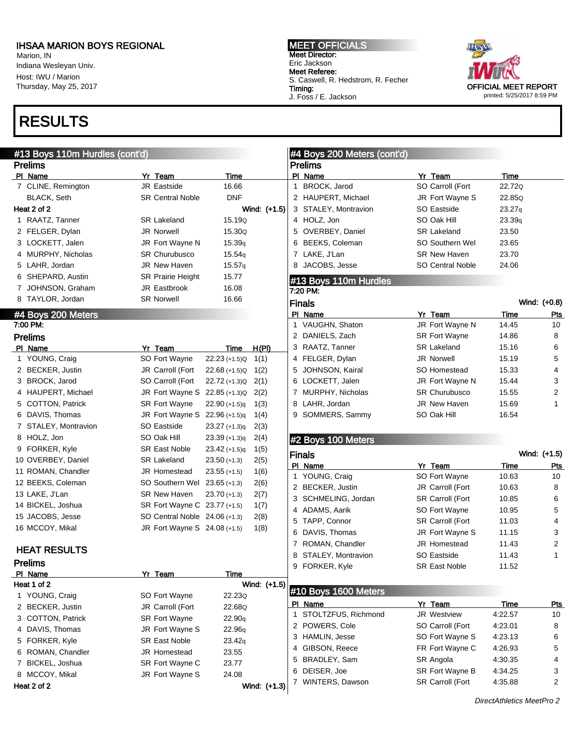IHSAA MARION BOYS REGIONAL
Marion, IN
Indiana Wesleyan Univ.
Host: IWU / Marion
Thursday, May 25, 2017

**MEET OFFICIALS**
Meet Director:
Eric Jackson
Meet Referee:
S. Caswell, R. Hedstrom, R. Fecher
Timing:
J. Foss / E. Jackson

OFFICIAL MEET REPORT
printed: 5/25/2017 8:59 PM

# RESULTS

## #13 Boys 110m Hurdles (cont'd)

### Prelims

| Pl | Name | Yr | Team | Time |
|---|---|---|---|---|
| 7 | CLINE, Remington | JR | Eastside | 16.66 |
| | BLACK, Seth | SR | Central Noble | DNF |

**Heat 2 of 2** Wind: (+1.5)

| Pl | Name | Yr | Team | Time |
|---|---|---|---|---|
| 1 | RAATZ, Tanner | SR | Lakeland | 15.19Q |
| 2 | FELGER, Dylan | JR | Norwell | 15.30Q |
| 3 | LOCKETT, Jalen | JR | Fort Wayne N | 15.39q |
| 4 | MURPHY, Nicholas | SR | Churubusco | 15.54q |
| 5 | LAHR, Jordan | JR | New Haven | 15.57q |
| 6 | SHEPARD, Austin | SR | Prairie Height | 15.77 |
| 7 | JOHNSON, Graham | JR | Eastbrook | 16.08 |
| 8 | TAYLOR, Jordan | SR | Norwell | 16.66 |

## #4 Boys 200 Meters

7:00 PM:

### Prelims

| Pl | Name | Yr | Team | Time | H(Pl) |
|---|---|---|---|---|---|
| 1 | YOUNG, Craig | SO | Fort Wayne | 22.23 (+1.5)Q | 1(1) |
| 2 | BECKER, Justin | JR | Carroll (Fort | 22.68 (+1.5)Q | 1(2) |
| 3 | BROCK, Jarod | SO | Carroll (Fort | 22.72 (+1.3)Q | 2(1) |
| 4 | HAUPERT, Michael | JR | Fort Wayne S | 22.85 (+1.3)Q | 2(2) |
| 5 | COTTON, Patrick | SR | Fort Wayne | 22.90 (+1.5)q | 1(3) |
| 6 | DAVIS, Thomas | JR | Fort Wayne S | 22.96 (+1.5)q | 1(4) |
| 7 | STALEY, Montravion | SO | Eastside | 23.27 (+1.3)q | 2(3) |
| 8 | HOLZ, Jon | SO | Oak Hill | 23.39 (+1.3)q | 2(4) |
| 9 | FORKER, Kyle | SR | East Noble | 23.42 (+1.5)q | 1(5) |
| 10 | OVERBEY, Daniel | SR | Lakeland | 23.50 (+1.3) | 2(5) |
| 11 | ROMAN, Chandler | JR | Homestead | 23.55 (+1.5) | 1(6) |
| 12 | BEEKS, Coleman | SO | Southern Wel | 23.65 (+1.3) | 2(6) |
| 13 | LAKE, J'Lan | SR | New Haven | 23.70 (+1.3) | 2(7) |
| 14 | BICKEL, Joshua | SR | Fort Wayne C | 23.77 (+1.5) | 1(7) |
| 15 | JACOBS, Jesse | SO | Central Noble | 24.06 (+1.3) | 2(8) |
| 16 | MCCOY, Mikal | JR | Fort Wayne S | 24.08 (+1.5) | 1(8) |

### HEAT RESULTS

### Prelims

**Heat 1 of 2** Wind: (+1.5)

| Pl | Name | Yr | Team | Time |
|---|---|---|---|---|
| 1 | YOUNG, Craig | SO | Fort Wayne | 22.23Q |
| 2 | BECKER, Justin | JR | Carroll (Fort | 22.68Q |
| 3 | COTTON, Patrick | SR | Fort Wayne | 22.90q |
| 4 | DAVIS, Thomas | JR | Fort Wayne S | 22.96q |
| 5 | FORKER, Kyle | SR | East Noble | 23.42q |
| 6 | ROMAN, Chandler | JR | Homestead | 23.55 |
| 7 | BICKEL, Joshua | SR | Fort Wayne C | 23.77 |
| 8 | MCCOY, Mikal | JR | Fort Wayne S | 24.08 |

**Heat 2 of 2** Wind: (+1.3)

## #4 Boys 200 Meters (cont'd)

### Prelims

| Pl | Name | Yr | Team | Time |
|---|---|---|---|---|
| 1 | BROCK, Jarod | SO | Carroll (Fort | 22.72Q |
| 2 | HAUPERT, Michael | JR | Fort Wayne S | 22.85Q |
| 3 | STALEY, Montravion | SO | Eastside | 23.27q |
| 4 | HOLZ, Jon | SO | Oak Hill | 23.39q |
| 5 | OVERBEY, Daniel | SR | Lakeland | 23.50 |
| 6 | BEEKS, Coleman | SO | Southern Wel | 23.65 |
| 7 | LAKE, J'Lan | SR | New Haven | 23.70 |
| 8 | JACOBS, Jesse | SO | Central Noble | 24.06 |

## #13 Boys 110m Hurdles

7:20 PM:

### Finals

Wind: (+0.8)

| Pl | Name | Yr | Team | Time | Pts |
|---|---|---|---|---|---|
| 1 | VAUGHN, Shaton | JR | Fort Wayne N | 14.45 | 10 |
| 2 | DANIELS, Zach | SR | Fort Wayne | 14.86 | 8 |
| 3 | RAATZ, Tanner | SR | Lakeland | 15.16 | 6 |
| 4 | FELGER, Dylan | JR | Norwell | 15.19 | 5 |
| 5 | JOHNSON, Kairal | SO | Homestead | 15.33 | 4 |
| 6 | LOCKETT, Jalen | JR | Fort Wayne N | 15.44 | 3 |
| 7 | MURPHY, Nicholas | SR | Churubusco | 15.55 | 2 |
| 8 | LAHR, Jordan | JR | New Haven | 15.69 | 1 |
| 9 | SOMMERS, Sammy | SO | Oak Hill | 16.54 | |

## #2 Boys 100 Meters

### Finals

Wind: (+1.5)

| Pl | Name | Yr | Team | Time | Pts |
|---|---|---|---|---|---|
| 1 | YOUNG, Craig | SO | Fort Wayne | 10.63 | 10 |
| 2 | BECKER, Justin | JR | Carroll (Fort | 10.63 | 8 |
| 3 | SCHMELING, Jordan | SR | Carroll (Fort | 10.85 | 6 |
| 4 | ADAMS, Aarik | SO | Fort Wayne | 10.95 | 5 |
| 5 | TAPP, Connor | SR | Carroll (Fort | 11.03 | 4 |
| 6 | DAVIS, Thomas | JR | Fort Wayne S | 11.15 | 3 |
| 7 | ROMAN, Chandler | JR | Homestead | 11.43 | 2 |
| 8 | STALEY, Montravion | SO | Eastside | 11.43 | 1 |
| 9 | FORKER, Kyle | SR | East Noble | 11.52 | |

## #10 Boys 1600 Meters

| Pl | Name | Yr | Team | Time | Pts |
|---|---|---|---|---|---|
| 1 | STOLTZFUS, Richmond | JR | Westview | 4:22.57 | 10 |
| 2 | POWERS, Cole | SO | Carroll (Fort | 4:23.01 | 8 |
| 3 | HAMLIN, Jesse | SO | Fort Wayne S | 4:23.13 | 6 |
| 4 | GIBSON, Reece | FR | Fort Wayne C | 4:26.93 | 5 |
| 5 | BRADLEY, Sam | SR | Angola | 4:30.35 | 4 |
| 6 | DEISER, Joe | SR | Fort Wayne B | 4:34.25 | 3 |
| 7 | WINTERS, Dawson | SR | Carroll (Fort | 4:35.88 | 2 |

*DirectAthletics MeetPro 2*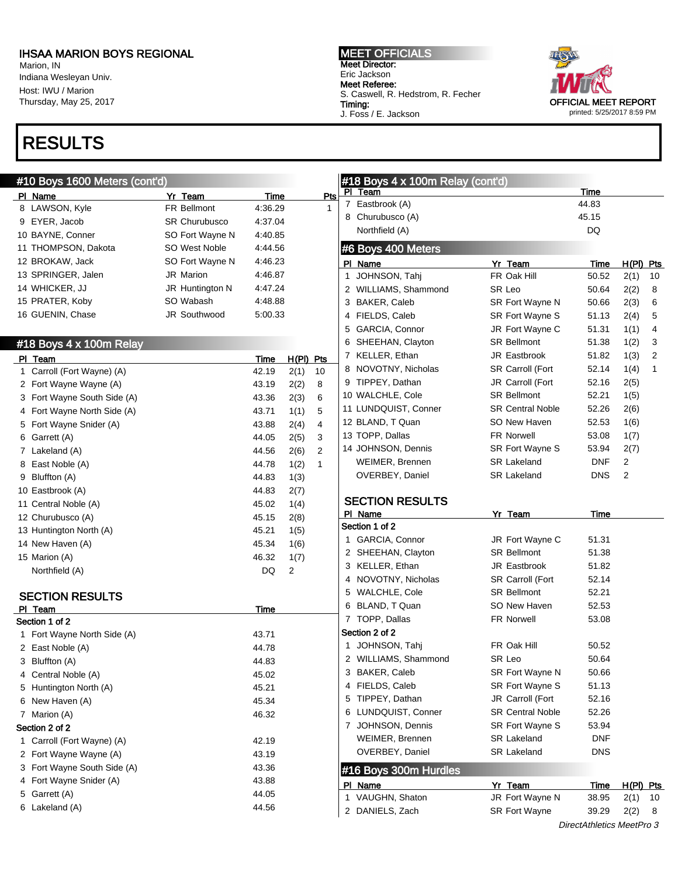IHSAA MARION BOYS REGIONAL
Marion, IN
Indiana Wesleyan Univ.
Host: IWU / Marion
Thursday, May 25, 2017

**MEET OFFICIALS**
**Meet Director:**
Eric Jackson
**Meet Referee:**
S. Caswell, R. Hedstrom, R. Fecher
**Timing:**
J. Foss / E. Jackson

OFFICIAL MEET REPORT
printed: 5/25/2017 8:59 PM

# RESULTS

## #10 Boys 1600 Meters (cont'd)

| Pl | Name | Yr | Team | Time | Pts |
|---|---|---|---|---|---|
| 8 | LAWSON, Kyle | FR | Bellmont | 4:36.29 | 1 |
| 9 | EYER, Jacob | SR | Churubusco | 4:37.04 | |
| 10 | BAYNE, Conner | SO | Fort Wayne N | 4:40.85 | |
| 11 | THOMPSON, Dakota | SO | West Noble | 4:44.56 | |
| 12 | BROKAW, Jack | SO | Fort Wayne N | 4:46.23 | |
| 13 | SPRINGER, Jalen | JR | Marion | 4:46.87 | |
| 14 | WHICKER, JJ | JR | Huntington N | 4:47.24 | |
| 15 | PRATER, Koby | SO | Wabash | 4:48.88 | |
| 16 | GUENIN, Chase | JR | Southwood | 5:00.33 | |

## #18 Boys 4 x 100m Relay

| Pl | Team | Time | H(Pl) | Pts |
|---|---|---|---|---|
| 1 | Carroll (Fort Wayne) (A) | 42.19 | 2(1) | 10 |
| 2 | Fort Wayne Wayne (A) | 43.19 | 2(2) | 8 |
| 3 | Fort Wayne South Side (A) | 43.36 | 2(3) | 6 |
| 4 | Fort Wayne North Side (A) | 43.71 | 1(1) | 5 |
| 5 | Fort Wayne Snider (A) | 43.88 | 2(4) | 4 |
| 6 | Garrett (A) | 44.05 | 2(5) | 3 |
| 7 | Lakeland (A) | 44.56 | 2(6) | 2 |
| 8 | East Noble (A) | 44.78 | 1(2) | 1 |
| 9 | Bluffton (A) | 44.83 | 1(3) | |
| 10 | Eastbrook (A) | 44.83 | 2(7) | |
| 11 | Central Noble (A) | 45.02 | 1(4) | |
| 12 | Churubusco (A) | 45.15 | 2(8) | |
| 13 | Huntington North (A) | 45.21 | 1(5) | |
| 14 | New Haven (A) | 45.34 | 1(6) | |
| 15 | Marion (A) | 46.32 | 1(7) | |
| | Northfield (A) | DQ | 2 | |

### SECTION RESULTS

| Pl | Team | Time |
|---|---|---|
| **Section 1 of 2** | | |
| 1 | Fort Wayne North Side (A) | 43.71 |
| 2 | East Noble (A) | 44.78 |
| 3 | Bluffton (A) | 44.83 |
| 4 | Central Noble (A) | 45.02 |
| 5 | Huntington North (A) | 45.21 |
| 6 | New Haven (A) | 45.34 |
| 7 | Marion (A) | 46.32 |
| **Section 2 of 2** | | |
| 1 | Carroll (Fort Wayne) (A) | 42.19 |
| 2 | Fort Wayne Wayne (A) | 43.19 |
| 3 | Fort Wayne South Side (A) | 43.36 |
| 4 | Fort Wayne Snider (A) | 43.88 |
| 5 | Garrett (A) | 44.05 |
| 6 | Lakeland (A) | 44.56 |

## #18 Boys 4 x 100m Relay (cont'd)

| Pl | Team | Time |
|---|---|---|
| 7 | Eastbrook (A) | 44.83 |
| 8 | Churubusco (A) | 45.15 |
| | Northfield (A) | DQ |

## #6 Boys 400 Meters

| Pl | Name | Yr | Team | Time | H(Pl) | Pts |
|---|---|---|---|---|---|---|
| 1 | JOHNSON, Tahj | FR | Oak Hill | 50.52 | 2(1) | 10 |
| 2 | WILLIAMS, Shammond | SR | Leo | 50.64 | 2(2) | 8 |
| 3 | BAKER, Caleb | SR | Fort Wayne N | 50.66 | 2(3) | 6 |
| 4 | FIELDS, Caleb | SR | Fort Wayne S | 51.13 | 2(4) | 5 |
| 5 | GARCIA, Connor | JR | Fort Wayne C | 51.31 | 1(1) | 4 |
| 6 | SHEEHAN, Clayton | SR | Bellmont | 51.38 | 1(2) | 3 |
| 7 | KELLER, Ethan | JR | Eastbrook | 51.82 | 1(3) | 2 |
| 8 | NOVOTNY, Nicholas | SR | Carroll (Fort | 52.14 | 1(4) | 1 |
| 9 | TIPPEY, Dathan | JR | Carroll (Fort | 52.16 | 2(5) | |
| 10 | WALCHLE, Cole | SR | Bellmont | 52.21 | 1(5) | |
| 11 | LUNDQUIST, Conner | SR | Central Noble | 52.26 | 2(6) | |
| 12 | BLAND, T Quan | SO | New Haven | 52.53 | 1(6) | |
| 13 | TOPP, Dallas | FR | Norwell | 53.08 | 1(7) | |
| 14 | JOHNSON, Dennis | SR | Fort Wayne S | 53.94 | 2(7) | |
| | WEIMER, Brennen | SR | Lakeland | DNF | 2 | |
| | OVERBEY, Daniel | SR | Lakeland | DNS | 2 | |

### SECTION RESULTS

| Pl | Name | Yr | Team | Time |
|---|---|---|---|---|
| **Section 1 of 2** | | | | |
| 1 | GARCIA, Connor | JR | Fort Wayne C | 51.31 |
| 2 | SHEEHAN, Clayton | SR | Bellmont | 51.38 |
| 3 | KELLER, Ethan | JR | Eastbrook | 51.82 |
| 4 | NOVOTNY, Nicholas | SR | Carroll (Fort | 52.14 |
| 5 | WALCHLE, Cole | SR | Bellmont | 52.21 |
| 6 | BLAND, T Quan | SO | New Haven | 52.53 |
| 7 | TOPP, Dallas | FR | Norwell | 53.08 |
| **Section 2 of 2** | | | | |
| 1 | JOHNSON, Tahj | FR | Oak Hill | 50.52 |
| 2 | WILLIAMS, Shammond | SR | Leo | 50.64 |
| 3 | BAKER, Caleb | SR | Fort Wayne N | 50.66 |
| 4 | FIELDS, Caleb | SR | Fort Wayne S | 51.13 |
| 5 | TIPPEY, Dathan | JR | Carroll (Fort | 52.16 |
| 6 | LUNDQUIST, Conner | SR | Central Noble | 52.26 |
| 7 | JOHNSON, Dennis | SR | Fort Wayne S | 53.94 |
| | WEIMER, Brennen | SR | Lakeland | DNF |
| | OVERBEY, Daniel | SR | Lakeland | DNS |

## #16 Boys 300m Hurdles

| Pl | Name | Yr | Team | Time | H(Pl) | Pts |
|---|---|---|---|---|---|---|
| 1 | VAUGHN, Shaton | JR | Fort Wayne N | 38.95 | 2(1) | 10 |
| 2 | DANIELS, Zach | SR | Fort Wayne | 39.29 | 2(2) | 8 |

*DirectAthletics MeetPro 3*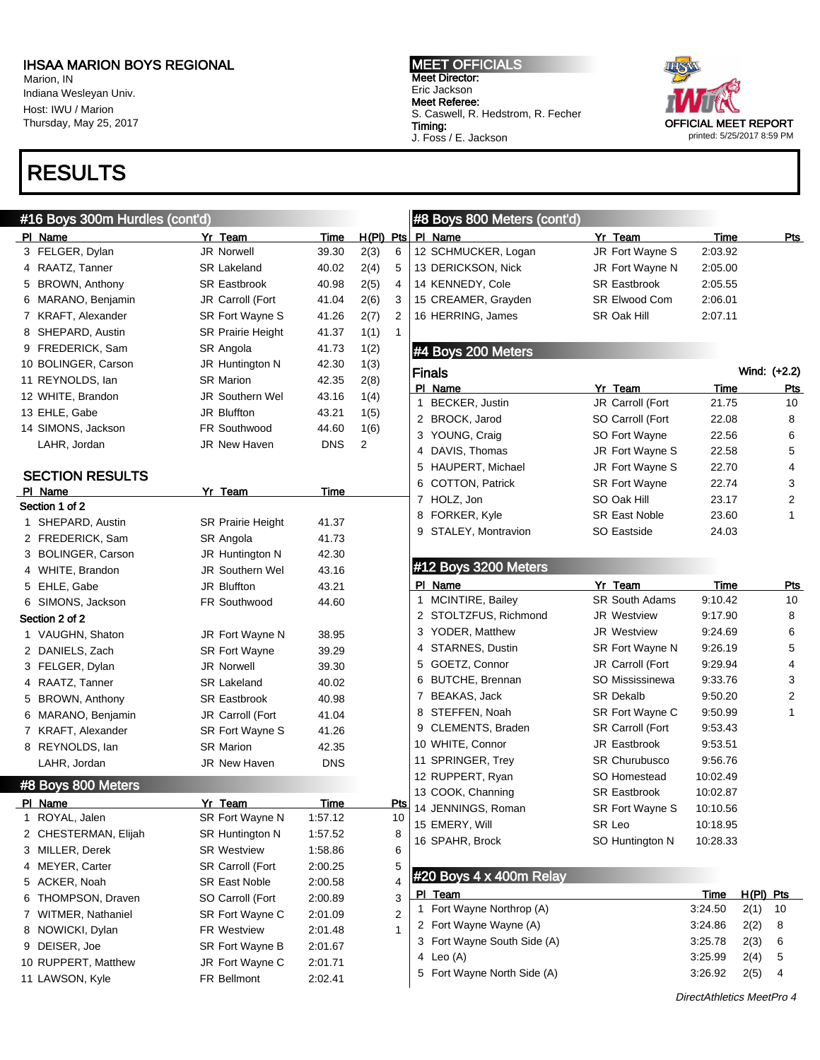# IHSAA MARION BOYS REGIONAL

Marion, IN
Indiana Wesleyan Univ.
Host: IWU / Marion
Thursday, May 25, 2017

**MEET OFFICIALS**
**Meet Director:**
Eric Jackson
**Meet Referee:**
S. Caswell, R. Hedstrom, R. Fecher
**Timing:**
J. Foss / E. Jackson

OFFICIAL MEET REPORT
printed: 5/25/2017 8:59 PM

# RESULTS

## #16 Boys 300m Hurdles (cont'd)

| Pl | Name | Yr | Team | Time | H(Pl) | Pts |
|---|---|---|---|---|---|---|
| 3 | FELGER, Dylan | JR | Norwell | 39.30 | 2(3) | 6 |
| 4 | RAATZ, Tanner | SR | Lakeland | 40.02 | 2(4) | 5 |
| 5 | BROWN, Anthony | SR | Eastbrook | 40.98 | 2(5) | 4 |
| 6 | MARANO, Benjamin | JR | Carroll (Fort | 41.04 | 2(6) | 3 |
| 7 | KRAFT, Alexander | SR | Fort Wayne S | 41.26 | 2(7) | 2 |
| 8 | SHEPARD, Austin | SR | Prairie Height | 41.37 | 1(1) | 1 |
| 9 | FREDERICK, Sam | SR | Angola | 41.73 | 1(2) | |
| 10 | BOLINGER, Carson | JR | Huntington N | 42.30 | 1(3) | |
| 11 | REYNOLDS, Ian | SR | Marion | 42.35 | 2(8) | |
| 12 | WHITE, Brandon | JR | Southern Wel | 43.16 | 1(4) | |
| 13 | EHLE, Gabe | JR | Bluffton | 43.21 | 1(5) | |
| 14 | SIMONS, Jackson | FR | Southwood | 44.60 | 1(6) | |
| | LAHR, Jordan | JR | New Haven | DNS | 2 | |

### SECTION RESULTS

| Pl | Name | Yr | Team | Time |
|---|---|---|---|---|
| **Section 1 of 2** | | | | |
| 1 | SHEPARD, Austin | SR | Prairie Height | 41.37 |
| 2 | FREDERICK, Sam | SR | Angola | 41.73 |
| 3 | BOLINGER, Carson | JR | Huntington N | 42.30 |
| 4 | WHITE, Brandon | JR | Southern Wel | 43.16 |
| 5 | EHLE, Gabe | JR | Bluffton | 43.21 |
| 6 | SIMONS, Jackson | FR | Southwood | 44.60 |
| **Section 2 of 2** | | | | |
| 1 | VAUGHN, Shaton | JR | Fort Wayne N | 38.95 |
| 2 | DANIELS, Zach | SR | Fort Wayne | 39.29 |
| 3 | FELGER, Dylan | JR | Norwell | 39.30 |
| 4 | RAATZ, Tanner | SR | Lakeland | 40.02 |
| 5 | BROWN, Anthony | SR | Eastbrook | 40.98 |
| 6 | MARANO, Benjamin | JR | Carroll (Fort | 41.04 |
| 7 | KRAFT, Alexander | SR | Fort Wayne S | 41.26 |
| 8 | REYNOLDS, Ian | SR | Marion | 42.35 |
| | LAHR, Jordan | JR | New Haven | DNS |

## #8 Boys 800 Meters

| Pl | Name | Yr | Team | Time | Pts |
|---|---|---|---|---|---|
| 1 | ROYAL, Jalen | SR | Fort Wayne N | 1:57.12 | 10 |
| 2 | CHESTERMAN, Elijah | SR | Huntington N | 1:57.52 | 8 |
| 3 | MILLER, Derek | SR | Westview | 1:58.86 | 6 |
| 4 | MEYER, Carter | SR | Carroll (Fort | 2:00.25 | 5 |
| 5 | ACKER, Noah | SR | East Noble | 2:00.58 | 4 |
| 6 | THOMPSON, Draven | SO | Carroll (Fort | 2:00.89 | 3 |
| 7 | WITMER, Nathaniel | SR | Fort Wayne C | 2:01.09 | 2 |
| 8 | NOWICKI, Dylan | FR | Westview | 2:01.48 | 1 |
| 9 | DEISER, Joe | SR | Fort Wayne B | 2:01.67 | |
| 10 | RUPPERT, Matthew | JR | Fort Wayne C | 2:01.71 | |
| 11 | LAWSON, Kyle | FR | Bellmont | 2:02.41 | |
| 12 | SCHMUCKER, Logan | JR | Fort Wayne S | 2:03.92 | |
| 13 | DERICKSON, Nick | JR | Fort Wayne N | 2:05.00 | |
| 14 | KENNEDY, Cole | SR | Eastbrook | 2:05.55 | |
| 15 | CREAMER, Grayden | SR | Elwood Com | 2:06.01 | |
| 16 | HERRING, James | SR | Oak Hill | 2:07.11 | |

## #4 Boys 200 Meters

### Finals

Wind: (+2.2)

| Pl | Name | Yr | Team | Time | Pts |
|---|---|---|---|---|---|
| 1 | BECKER, Justin | JR | Carroll (Fort | 21.75 | 10 |
| 2 | BROCK, Jarod | SO | Carroll (Fort | 22.08 | 8 |
| 3 | YOUNG, Craig | SO | Fort Wayne | 22.56 | 6 |
| 4 | DAVIS, Thomas | JR | Fort Wayne S | 22.58 | 5 |
| 5 | HAUPERT, Michael | JR | Fort Wayne S | 22.70 | 4 |
| 6 | COTTON, Patrick | SR | Fort Wayne | 22.74 | 3 |
| 7 | HOLZ, Jon | SO | Oak Hill | 23.17 | 2 |
| 8 | FORKER, Kyle | SR | East Noble | 23.60 | 1 |
| 9 | STALEY, Montravion | SO | Eastside | 24.03 | |

## #12 Boys 3200 Meters

| Pl | Name | Yr | Team | Time | Pts |
|---|---|---|---|---|---|
| 1 | MCINTIRE, Bailey | SR | South Adams | 9:10.42 | 10 |
| 2 | STOLTZFUS, Richmond | JR | Westview | 9:17.90 | 8 |
| 3 | YODER, Matthew | JR | Westview | 9:24.69 | 6 |
| 4 | STARNES, Dustin | SR | Fort Wayne N | 9:26.19 | 5 |
| 5 | GOETZ, Connor | JR | Carroll (Fort | 9:29.94 | 4 |
| 6 | BUTCHE, Brennan | SO | Mississinewa | 9:33.76 | 3 |
| 7 | BEAKAS, Jack | SR | Dekalb | 9:50.20 | 2 |
| 8 | STEFFEN, Noah | SR | Fort Wayne C | 9:50.99 | 1 |
| 9 | CLEMENTS, Braden | SR | Carroll (Fort | 9:53.43 | |
| 10 | WHITE, Connor | JR | Eastbrook | 9:53.51 | |
| 11 | SPRINGER, Trey | SR | Churubusco | 9:56.76 | |
| 12 | RUPPERT, Ryan | SO | Homestead | 10:02.49 | |
| 13 | COOK, Channing | SR | Eastbrook | 10:02.87 | |
| 14 | JENNINGS, Roman | SR | Fort Wayne S | 10:10.56 | |
| 15 | EMERY, Will | SR | Leo | 10:18.95 | |
| 16 | SPAHR, Brock | SO | Huntington N | 10:28.33 | |

## #20 Boys 4 x 400m Relay

| Pl | Team | Time | H(Pl) | Pts |
|---|---|---|---|---|
| 1 | Fort Wayne Northrop (A) | 3:24.50 | 2(1) | 10 |
| 2 | Fort Wayne Wayne (A) | 3:24.86 | 2(2) | 8 |
| 3 | Fort Wayne South Side (A) | 3:25.78 | 2(3) | 6 |
| 4 | Leo (A) | 3:25.99 | 2(4) | 5 |
| 5 | Fort Wayne North Side (A) | 3:26.92 | 2(5) | 4 |

*DirectAthletics MeetPro 4*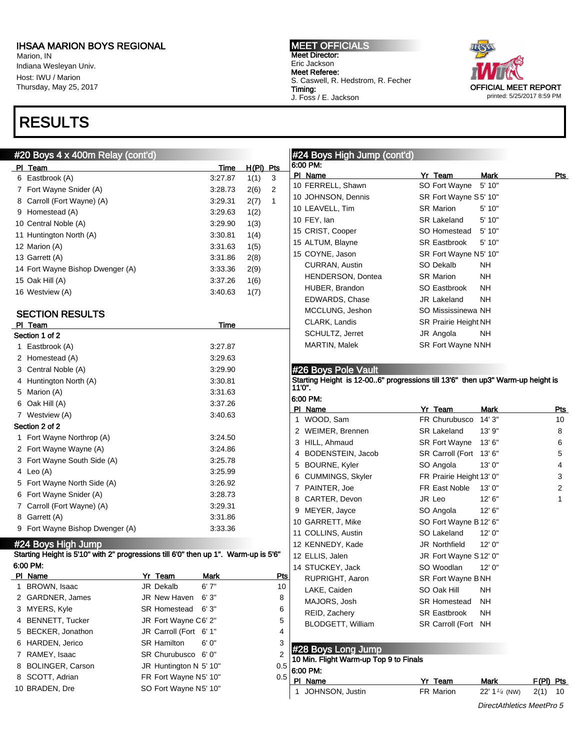IHSAA MARION BOYS REGIONAL
Marion, IN
Indiana Wesleyan Univ.
Host: IWU / Marion
Thursday, May 25, 2017

MEET OFFICIALS
Meet Director:
Eric Jackson
Meet Referee:
S. Caswell, R. Hedstrom, R. Fecher
Timing:
J. Foss / E. Jackson

OFFICIAL MEET REPORT
printed: 5/25/2017 8:59 PM

# RESULTS

## #20 Boys 4 x 400m Relay (cont'd)

| Pl | Team | Time | H(Pl) | Pts |
|---|---|---|---|---|
| 6 | Eastbrook (A) | 3:27.87 | 1(1) | 3 |
| 7 | Fort Wayne Snider (A) | 3:28.73 | 2(6) | 2 |
| 8 | Carroll (Fort Wayne) (A) | 3:29.31 | 2(7) | 1 |
| 9 | Homestead (A) | 3:29.63 | 1(2) | |
| 10 | Central Noble (A) | 3:29.90 | 1(3) | |
| 11 | Huntington North (A) | 3:30.81 | 1(4) | |
| 12 | Marion (A) | 3:31.63 | 1(5) | |
| 13 | Garrett (A) | 3:31.86 | 2(8) | |
| 14 | Fort Wayne Bishop Dwenger (A) | 3:33.36 | 2(9) | |
| 15 | Oak Hill (A) | 3:37.26 | 1(6) | |
| 16 | Westview (A) | 3:40.63 | 1(7) | |

### SECTION RESULTS

| Pl | Team | Time |
|---|---|---|
| **Section 1 of 2** | | |
| 1 | Eastbrook (A) | 3:27.87 |
| 2 | Homestead (A) | 3:29.63 |
| 3 | Central Noble (A) | 3:29.90 |
| 4 | Huntington North (A) | 3:30.81 |
| 5 | Marion (A) | 3:31.63 |
| 6 | Oak Hill (A) | 3:37.26 |
| 7 | Westview (A) | 3:40.63 |
| **Section 2 of 2** | | |
| 1 | Fort Wayne Northrop (A) | 3:24.50 |
| 2 | Fort Wayne Wayne (A) | 3:24.86 |
| 3 | Fort Wayne South Side (A) | 3:25.78 |
| 4 | Leo (A) | 3:25.99 |
| 5 | Fort Wayne North Side (A) | 3:26.92 |
| 6 | Fort Wayne Snider (A) | 3:28.73 |
| 7 | Carroll (Fort Wayne) (A) | 3:29.31 |
| 8 | Garrett (A) | 3:31.86 |
| 9 | Fort Wayne Bishop Dwenger (A) | 3:33.36 |

## #24 Boys High Jump

Starting Height is 5'10" with 2" progressions till 6'0" then up 1". Warm-up is 5'6"

6:00 PM:

| Pl | Name | Yr | Team | Mark | Pts |
|---|---|---|---|---|---|
| 1 | BROWN, Isaac | JR | Dekalb | 6' 7" | 10 |
| 2 | GARDNER, James | JR | New Haven | 6' 3" | 8 |
| 3 | MYERS, Kyle | SR | Homestead | 6' 3" | 6 |
| 4 | BENNETT, Tucker | JR | Fort Wayne C | 6' 2" | 5 |
| 5 | BECKER, Jonathon | JR | Carroll (Fort | 6' 1" | 4 |
| 6 | HARDEN, Jerico | SR | Hamilton | 6' 0" | 3 |
| 7 | RAMEY, Isaac | SR | Churubusco | 6' 0" | 2 |
| 8 | BOLINGER, Carson | JR | Huntington N | 5' 10" | 0.5 |
| 8 | SCOTT, Adrian | FR | Fort Wayne N | 5' 10" | 0.5 |
| 10 | BRADEN, Dre | SO | Fort Wayne N | 5' 10" | |

## #24 Boys High Jump (cont'd)

6:00 PM:

| Pl | Name | Yr | Team | Mark | Pts |
|---|---|---|---|---|---|
| 10 | FERRELL, Shawn | SO | Fort Wayne | 5' 10" | |
| 10 | JOHNSON, Dennis | SR | Fort Wayne S | 5' 10" | |
| 10 | LEAVELL, Tim | SR | Marion | 5' 10" | |
| 10 | FEY, Ian | SR | Lakeland | 5' 10" | |
| 15 | CRIST, Cooper | SO | Homestead | 5' 10" | |
| 15 | ALTUM, Blayne | SR | Eastbrook | 5' 10" | |
| 15 | COYNE, Jason | SR | Fort Wayne N | 5' 10" | |
| | CURRAN, Austin | SO | Dekalb | NH | |
| | HENDERSON, Dontea | SR | Marion | NH | |
| | HUBER, Brandon | SO | Eastbrook | NH | |
| | EDWARDS, Chase | JR | Lakeland | NH | |
| | MCCLUNG, Jeshon | SO | Mississinewa | NH | |
| | CLARK, Landis | SR | Prairie Height | NH | |
| | SCHULTZ, Jerret | JR | Angola | NH | |
| | MARTIN, Malek | SR | Fort Wayne N | NH | |

## #26 Boys Pole Vault

Starting Height is 12-00..6" progressions till 13'6" then up3" Warm-up height is 11'0".

6:00 PM:

| Pl | Name | Yr | Team | Mark | Pts |
|---|---|---|---|---|---|
| 1 | WOOD, Sam | FR | Churubusco | 14' 3" | 10 |
| 2 | WEIMER, Brennen | SR | Lakeland | 13' 9" | 8 |
| 3 | HILL, Ahmaud | SR | Fort Wayne | 13' 6" | 6 |
| 4 | BODENSTEIN, Jacob | SR | Carroll (Fort | 13' 6" | 5 |
| 5 | BOURNE, Kyler | SO | Angola | 13' 0" | 4 |
| 6 | CUMMINGS, Skyler | FR | Prairie Height | 13' 0" | 3 |
| 7 | PAINTER, Joe | FR | East Noble | 13' 0" | 2 |
| 8 | CARTER, Devon | JR | Leo | 12' 6" | 1 |
| 9 | MEYER, Jayce | SO | Angola | 12' 6" | |
| 10 | GARRETT, Mike | SO | Fort Wayne B | 12' 6" | |
| 11 | COLLINS, Austin | SO | Lakeland | 12' 0" | |
| 12 | KENNEDY, Kade | JR | Northfield | 12' 0" | |
| 12 | ELLIS, Jalen | JR | Fort Wayne S | 12' 0" | |
| 14 | STUCKEY, Jack | SO | Woodlan | 12' 0" | |
| | RUPRIGHT, Aaron | SR | Fort Wayne B | NH | |
| | LAKE, Caiden | SO | Oak Hill | NH | |
| | MAJORS, Josh | SR | Homestead | NH | |
| | REID, Zachery | SR | Eastbrook | NH | |
| | BLODGETT, William | SR | Carroll (Fort | NH | |

## #28 Boys Long Jump

10 Min. Flight Warm-up Top 9 to Finals

6:00 PM:

| Pl | Name | Yr | Team | Mark | F(Pl) | Pts |
|---|---|---|---|---|---|---|
| 1 | JOHNSON, Justin | FR | Marion | 22' 1¼ (NW) | 2(1) | 10 |

*DirectAthletics MeetPro 5*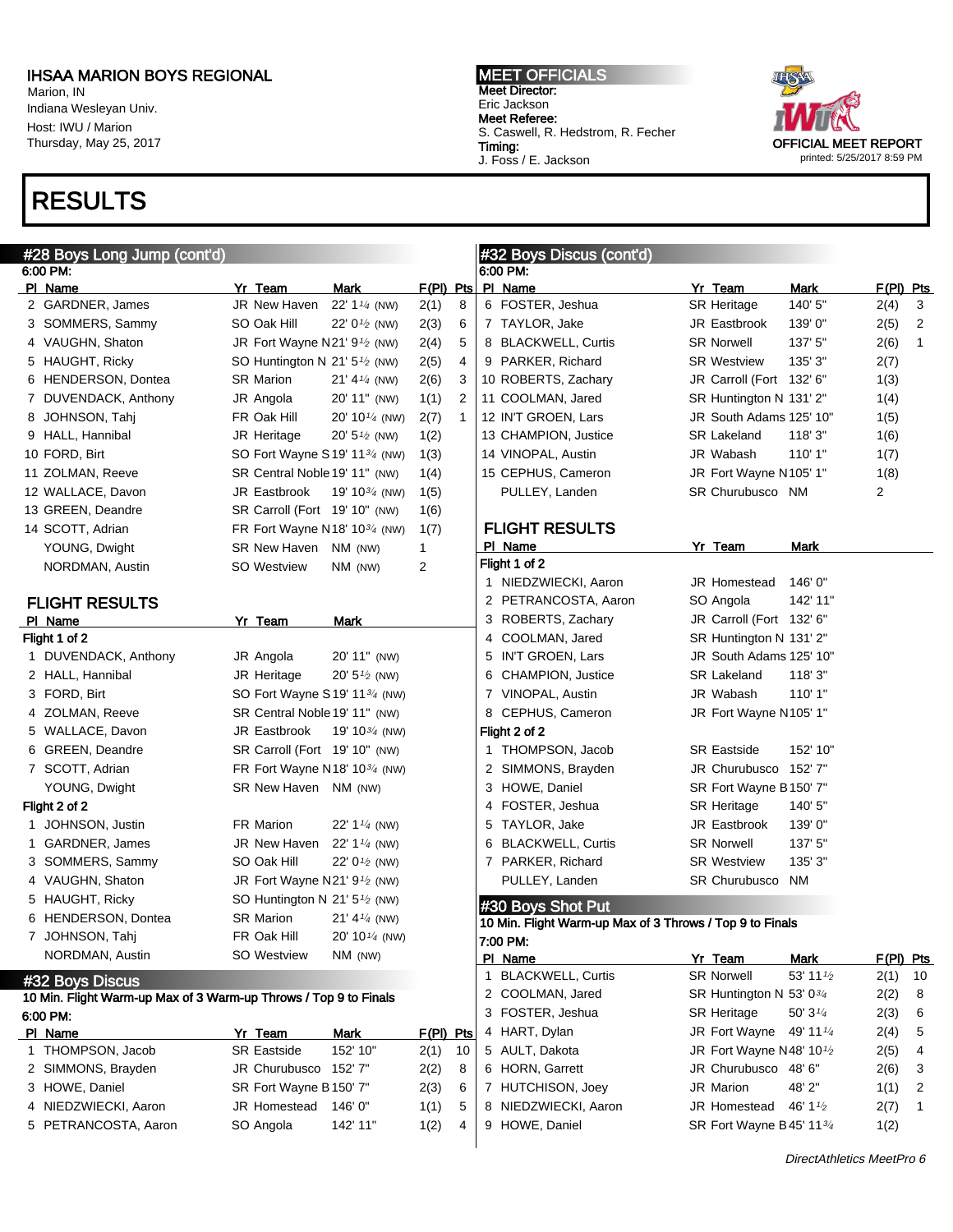IHSAA MARION BOYS REGIONAL
Marion, IN
Indiana Wesleyan Univ.
Host: IWU / Marion
Thursday, May 25, 2017

MEET OFFICIALS
Meet Director:
Eric Jackson
Meet Referee:
S. Caswell, R. Hedstrom, R. Fecher
Timing:
J. Foss / E. Jackson

OFFICIAL MEET REPORT
printed: 5/25/2017 8:59 PM

# RESULTS

## #28 Boys Long Jump (cont'd)

6:00 PM:

| Pl | Name | Yr | Team | Mark | F(Pl) | Pts |
|---|---|---|---|---|---|---|
| 2 | GARDNER, James | JR | New Haven | 22' 1¼ (NW) | 2(1) | 8 |
| 3 | SOMMERS, Sammy | SO | Oak Hill | 22' 0½ (NW) | 2(3) | 6 |
| 4 | VAUGHN, Shaton | JR | Fort Wayne N | 21' 9½ (NW) | 2(4) | 5 |
| 5 | HAUGHT, Ricky | SO | Huntington N | 21' 5½ (NW) | 2(5) | 4 |
| 6 | HENDERSON, Dontea | SR | Marion | 21' 4¼ (NW) | 2(6) | 3 |
| 7 | DUVENDACK, Anthony | JR | Angola | 20' 11" (NW) | 1(1) | 2 |
| 8 | JOHNSON, Tahj | FR | Oak Hill | 20' 10¼ (NW) | 2(7) | 1 |
| 9 | HALL, Hannibal | JR | Heritage | 20' 5½ (NW) | 1(2) | |
| 10 | FORD, Birt | SO | Fort Wayne S | 19' 11¾ (NW) | 1(3) | |
| 11 | ZOLMAN, Reeve | SR | Central Noble | 19' 11" (NW) | 1(4) | |
| 12 | WALLACE, Davon | JR | Eastbrook | 19' 10¾ (NW) | 1(5) | |
| 13 | GREEN, Deandre | SR | Carroll (Fort | 19' 10" (NW) | 1(6) | |
| 14 | SCOTT, Adrian | FR | Fort Wayne N | 18' 10¾ (NW) | 1(7) | |
| | YOUNG, Dwight | SR | New Haven | NM (NW) | 1 | |
| | NORDMAN, Austin | SO | Westview | NM (NW) | 2 | |

### FLIGHT RESULTS

| Pl | Name | Yr | Team | Mark |
|---|---|---|---|---|
| **Flight 1 of 2** | | | | |
| 1 | DUVENDACK, Anthony | JR | Angola | 20' 11" (NW) |
| 2 | HALL, Hannibal | JR | Heritage | 20' 5½ (NW) |
| 3 | FORD, Birt | SO | Fort Wayne S | 19' 11¾ (NW) |
| 4 | ZOLMAN, Reeve | SR | Central Noble | 19' 11" (NW) |
| 5 | WALLACE, Davon | JR | Eastbrook | 19' 10¾ (NW) |
| 6 | GREEN, Deandre | SR | Carroll (Fort | 19' 10" (NW) |
| 7 | SCOTT, Adrian | FR | Fort Wayne N | 18' 10¾ (NW) |
| | YOUNG, Dwight | SR | New Haven | NM (NW) |
| **Flight 2 of 2** | | | | |
| 1 | JOHNSON, Justin | FR | Marion | 22' 1¼ (NW) |
| 1 | GARDNER, James | JR | New Haven | 22' 1¼ (NW) |
| 3 | SOMMERS, Sammy | SO | Oak Hill | 22' 0½ (NW) |
| 4 | VAUGHN, Shaton | JR | Fort Wayne N | 21' 9½ (NW) |
| 5 | HAUGHT, Ricky | SO | Huntington N | 21' 5½ (NW) |
| 6 | HENDERSON, Dontea | SR | Marion | 21' 4¼ (NW) |
| 7 | JOHNSON, Tahj | FR | Oak Hill | 20' 10¼ (NW) |
| | NORDMAN, Austin | SO | Westview | NM (NW) |

## #32 Boys Discus

10 Min. Flight Warm-up Max of 3 Warm-up Throws / Top 9 to Finals

6:00 PM:

| Pl | Name | Yr | Team | Mark | F(Pl) | Pts |
|---|---|---|---|---|---|---|
| 1 | THOMPSON, Jacob | SR | Eastside | 152' 10" | 2(1) | 10 |
| 2 | SIMMONS, Brayden | JR | Churubusco | 152' 7" | 2(2) | 8 |
| 3 | HOWE, Daniel | SR | Fort Wayne B | 150' 7" | 2(3) | 6 |
| 4 | NIEDZWIECKI, Aaron | JR | Homestead | 146' 0" | 1(1) | 5 |
| 5 | PETRANCOSTA, Aaron | SO | Angola | 142' 11" | 1(2) | 4 |
| 6 | FOSTER, Jeshua | SR | Heritage | 140' 5" | 2(4) | 3 |
| 7 | TAYLOR, Jake | JR | Eastbrook | 139' 0" | 2(5) | 2 |
| 8 | BLACKWELL, Curtis | SR | Norwell | 137' 5" | 2(6) | 1 |
| 9 | PARKER, Richard | SR | Westview | 135' 3" | 2(7) | |
| 10 | ROBERTS, Zachary | JR | Carroll (Fort | 132' 6" | 1(3) | |
| 11 | COOLMAN, Jared | SR | Huntington N | 131' 2" | 1(4) | |
| 12 | IN'T GROEN, Lars | JR | South Adams | 125' 10" | 1(5) | |
| 13 | CHAMPION, Justice | SR | Lakeland | 118' 3" | 1(6) | |
| 14 | VINOPAL, Austin | JR | Wabash | 110' 1" | 1(7) | |
| 15 | CEPHUS, Cameron | JR | Fort Wayne N | 105' 1" | 1(8) | |
| | PULLEY, Landen | SR | Churubusco | NM | 2 | |

### FLIGHT RESULTS

| Pl | Name | Yr | Team | Mark |
|---|---|---|---|---|
| **Flight 1 of 2** | | | | |
| 1 | NIEDZWIECKI, Aaron | JR | Homestead | 146' 0" |
| 2 | PETRANCOSTA, Aaron | SO | Angola | 142' 11" |
| 3 | ROBERTS, Zachary | JR | Carroll (Fort | 132' 6" |
| 4 | COOLMAN, Jared | SR | Huntington N | 131' 2" |
| 5 | IN'T GROEN, Lars | JR | South Adams | 125' 10" |
| 6 | CHAMPION, Justice | SR | Lakeland | 118' 3" |
| 7 | VINOPAL, Austin | JR | Wabash | 110' 1" |
| 8 | CEPHUS, Cameron | JR | Fort Wayne N | 105' 1" |
| **Flight 2 of 2** | | | | |
| 1 | THOMPSON, Jacob | SR | Eastside | 152' 10" |
| 2 | SIMMONS, Brayden | JR | Churubusco | 152' 7" |
| 3 | HOWE, Daniel | SR | Fort Wayne B | 150' 7" |
| 4 | FOSTER, Jeshua | SR | Heritage | 140' 5" |
| 5 | TAYLOR, Jake | JR | Eastbrook | 139' 0" |
| 6 | BLACKWELL, Curtis | SR | Norwell | 137' 5" |
| 7 | PARKER, Richard | SR | Westview | 135' 3" |
| | PULLEY, Landen | SR | Churubusco | NM |

## #30 Boys Shot Put

10 Min. Flight Warm-up Max of 3 Throws / Top 9 to Finals

7:00 PM:

| Pl | Name | Yr | Team | Mark | F(Pl) | Pts |
|---|---|---|---|---|---|---|
| 1 | BLACKWELL, Curtis | SR | Norwell | 53' 11½ | 2(1) | 10 |
| 2 | COOLMAN, Jared | SR | Huntington N | 53' 0¾ | 2(2) | 8 |
| 3 | FOSTER, Jeshua | SR | Heritage | 50' 3¼ | 2(3) | 6 |
| 4 | HART, Dylan | JR | Fort Wayne | 49' 11¼ | 2(4) | 5 |
| 5 | AULT, Dakota | JR | Fort Wayne N | 48' 10½ | 2(5) | 4 |
| 6 | HORN, Garrett | JR | Churubusco | 48' 6" | 2(6) | 3 |
| 7 | HUTCHISON, Joey | JR | Marion | 48' 2" | 1(1) | 2 |
| 8 | NIEDZWIECKI, Aaron | JR | Homestead | 46' 1½ | 2(7) | 1 |
| 9 | HOWE, Daniel | SR | Fort Wayne B | 45' 11¾ | 1(2) | |

DirectAthletics MeetPro 6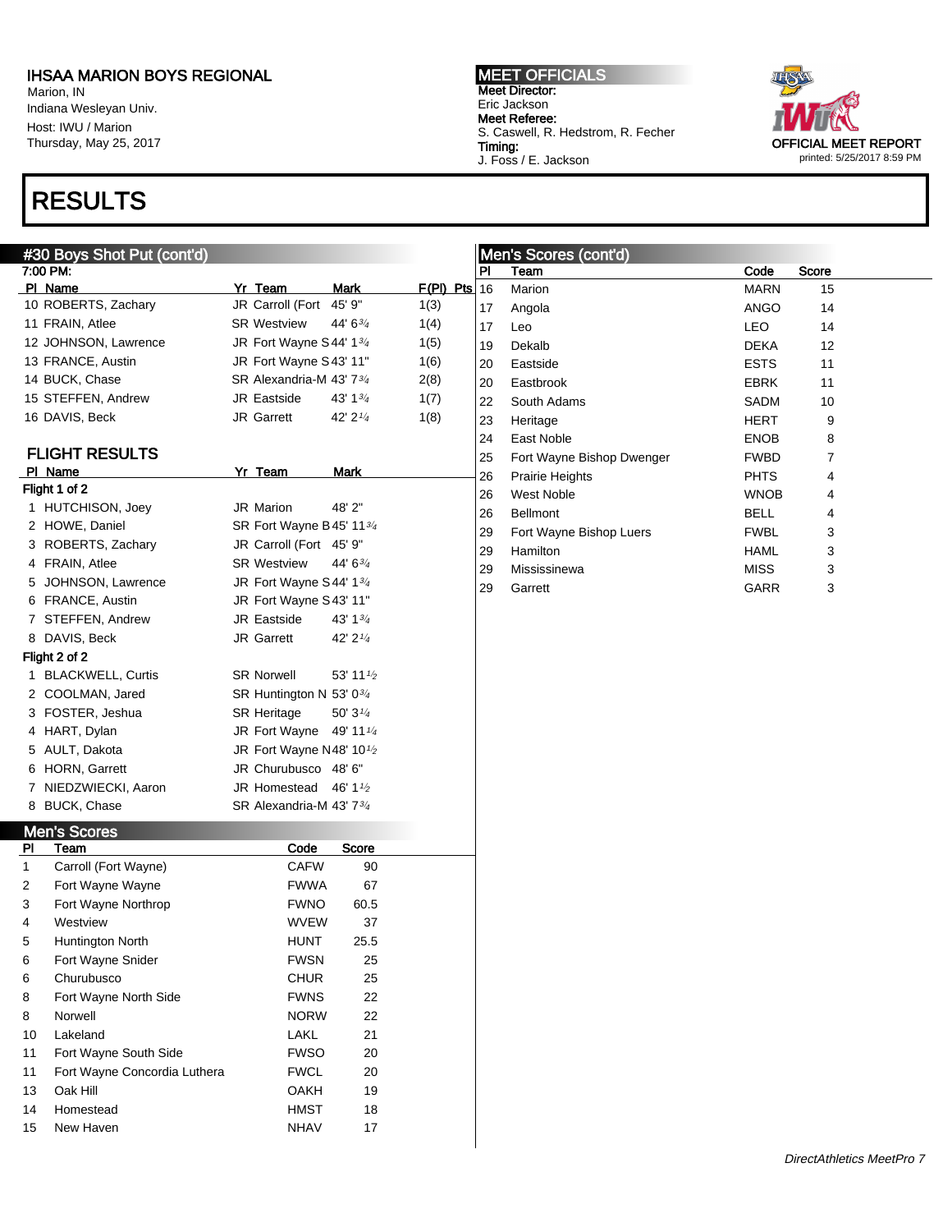# IHSAA MARION BOYS REGIONAL

Marion, IN
Indiana Wesleyan Univ.
Host: IWU / Marion
Thursday, May 25, 2017

**MEET OFFICIALS**
**Meet Director:**
Eric Jackson
**Meet Referee:**
S. Caswell, R. Hedstrom, R. Fecher
**Timing:**
J. Foss / E. Jackson

OFFICIAL MEET REPORT
printed: 5/25/2017 8:59 PM

# RESULTS

## #30 Boys Shot Put (cont'd)

7:00 PM:

| Pl | Name | Yr | Team | Mark | F(Pl) | Pts |
|---|---|---|---|---|---|---|
| 10 | ROBERTS, Zachary | JR | Carroll (Fort | 45' 9" | 1(3) | |
| 11 | FRAIN, Atlee | SR | Westview | 44' 6¾ | 1(4) | |
| 12 | JOHNSON, Lawrence | JR | Fort Wayne S | 44' 1¾ | 1(5) | |
| 13 | FRANCE, Austin | JR | Fort Wayne S | 43' 11" | 1(6) | |
| 14 | BUCK, Chase | SR | Alexandria-M | 43' 7¾ | 2(8) | |
| 15 | STEFFEN, Andrew | JR | Eastside | 43' 1¾ | 1(7) | |
| 16 | DAVIS, Beck | JR | Garrett | 42' 2¼ | 1(8) | |

### FLIGHT RESULTS

| Pl | Name | Yr | Team | Mark |
|---|---|---|---|---|
| **Flight 1 of 2** | | | | |
| 1 | HUTCHISON, Joey | JR | Marion | 48' 2" |
| 2 | HOWE, Daniel | SR | Fort Wayne B | 45' 11¾ |
| 3 | ROBERTS, Zachary | JR | Carroll (Fort | 45' 9" |
| 4 | FRAIN, Atlee | SR | Westview | 44' 6¾ |
| 5 | JOHNSON, Lawrence | JR | Fort Wayne S | 44' 1¾ |
| 6 | FRANCE, Austin | JR | Fort Wayne S | 43' 11" |
| 7 | STEFFEN, Andrew | JR | Eastside | 43' 1¾ |
| 8 | DAVIS, Beck | JR | Garrett | 42' 2¼ |
| **Flight 2 of 2** | | | | |
| 1 | BLACKWELL, Curtis | SR | Norwell | 53' 11½ |
| 2 | COOLMAN, Jared | SR | Huntington N | 53' 0¾ |
| 3 | FOSTER, Jeshua | SR | Heritage | 50' 3¼ |
| 4 | HART, Dylan | JR | Fort Wayne | 49' 11¼ |
| 5 | AULT, Dakota | JR | Fort Wayne N | 48' 10½ |
| 6 | HORN, Garrett | JR | Churubusco | 48' 6" |
| 7 | NIEDZWIECKI, Aaron | JR | Homestead | 46' 1½ |
| 8 | BUCK, Chase | SR | Alexandria-M | 43' 7¾ |

## Men's Scores

| Pl | Team | Code | Score |
|---|---|---|---|
| 1 | Carroll (Fort Wayne) | CAFW | 90 |
| 2 | Fort Wayne Wayne | FWWA | 67 |
| 3 | Fort Wayne Northrop | FWNO | 60.5 |
| 4 | Westview | WVEW | 37 |
| 5 | Huntington North | HUNT | 25.5 |
| 6 | Fort Wayne Snider | FWSN | 25 |
| 6 | Churubusco | CHUR | 25 |
| 8 | Fort Wayne North Side | FWNS | 22 |
| 8 | Norwell | NORW | 22 |
| 10 | Lakeland | LAKL | 21 |
| 11 | Fort Wayne South Side | FWSO | 20 |
| 11 | Fort Wayne Concordia Luthera | FWCL | 20 |
| 13 | Oak Hill | OAKH | 19 |
| 14 | Homestead | HMST | 18 |
| 15 | New Haven | NHAV | 17 |
| 16 | Marion | MARN | 15 |
| 17 | Angola | ANGO | 14 |
| 17 | Leo | LEO | 14 |
| 19 | Dekalb | DEKA | 12 |
| 20 | Eastside | ESTS | 11 |
| 20 | Eastbrook | EBRK | 11 |
| 22 | South Adams | SADM | 10 |
| 23 | Heritage | HERT | 9 |
| 24 | East Noble | ENOB | 8 |
| 25 | Fort Wayne Bishop Dwenger | FWBD | 7 |
| 26 | Prairie Heights | PHTS | 4 |
| 26 | West Noble | WNOB | 4 |
| 26 | Bellmont | BELL | 4 |
| 29 | Fort Wayne Bishop Luers | FWBL | 3 |
| 29 | Hamilton | HAML | 3 |
| 29 | Mississinewa | MISS | 3 |
| 29 | Garrett | GARR | 3 |

*DirectAthletics MeetPro 7*